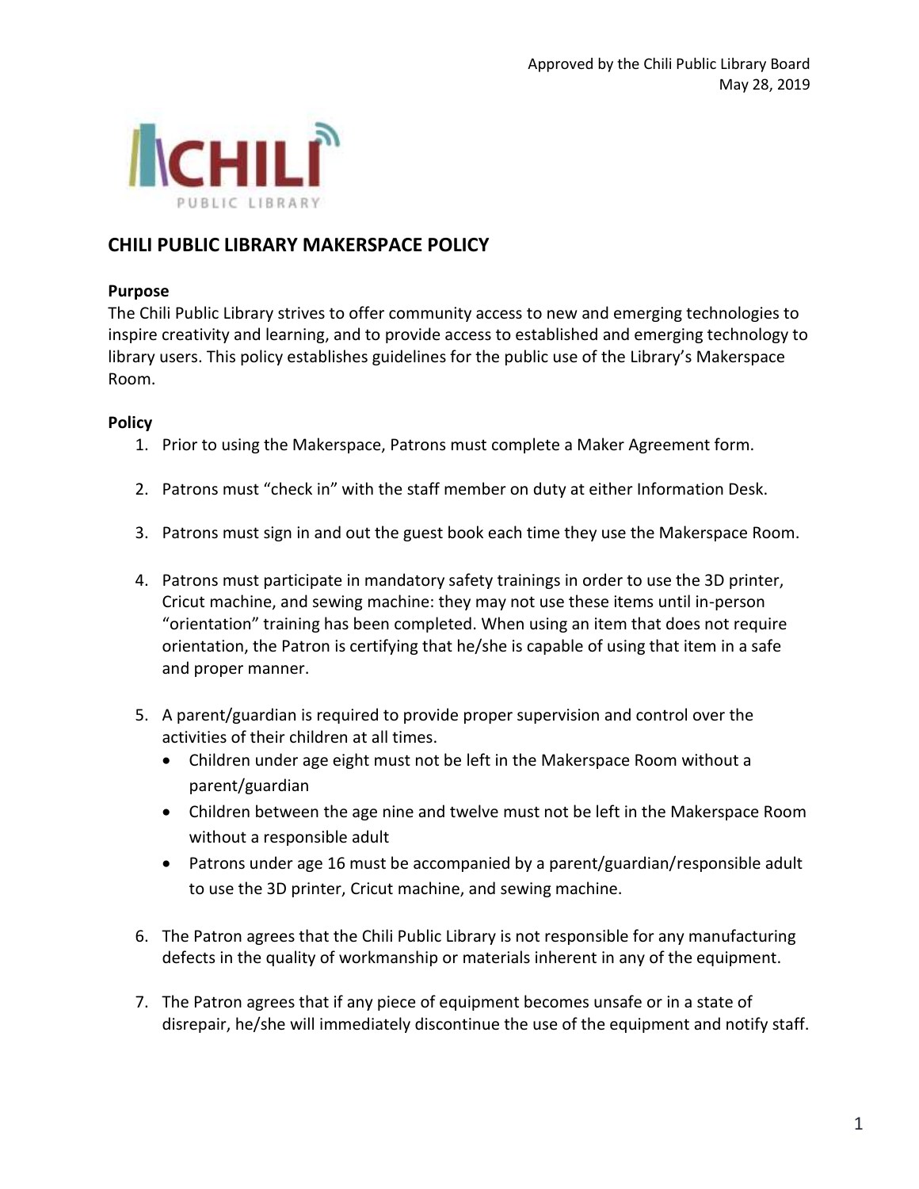Approved by the Chili Public Library Board
May 28, 2019

CHILI PUBLIC LIBRARY

# CHILI PUBLIC LIBRARY MAKERSPACE POLICY

**Purpose**

The Chili Public Library strives to offer community access to new and emerging technologies to inspire creativity and learning, and to provide access to established and emerging technology to library users. This policy establishes guidelines for the public use of the Library's Makerspace Room.

**Policy**

1. Prior to using the Makerspace, Patrons must complete a Maker Agreement form.

2. Patrons must "check in" with the staff member on duty at either Information Desk.

3. Patrons must sign in and out the guest book each time they use the Makerspace Room.

4. Patrons must participate in mandatory safety trainings in order to use the 3D printer, Cricut machine, and sewing machine: they may not use these items until in-person "orientation" training has been completed. When using an item that does not require orientation, the Patron is certifying that he/she is capable of using that item in a safe and proper manner.

5. A parent/guardian is required to provide proper supervision and control over the activities of their children at all times.
   - Children under age eight must not be left in the Makerspace Room without a parent/guardian
   - Children between the age nine and twelve must not be left in the Makerspace Room without a responsible adult
   - Patrons under age 16 must be accompanied by a parent/guardian/responsible adult to use the 3D printer, Cricut machine, and sewing machine.

6. The Patron agrees that the Chili Public Library is not responsible for any manufacturing defects in the quality of workmanship or materials inherent in any of the equipment.

7. The Patron agrees that if any piece of equipment becomes unsafe or in a state of disrepair, he/she will immediately discontinue the use of the equipment and notify staff.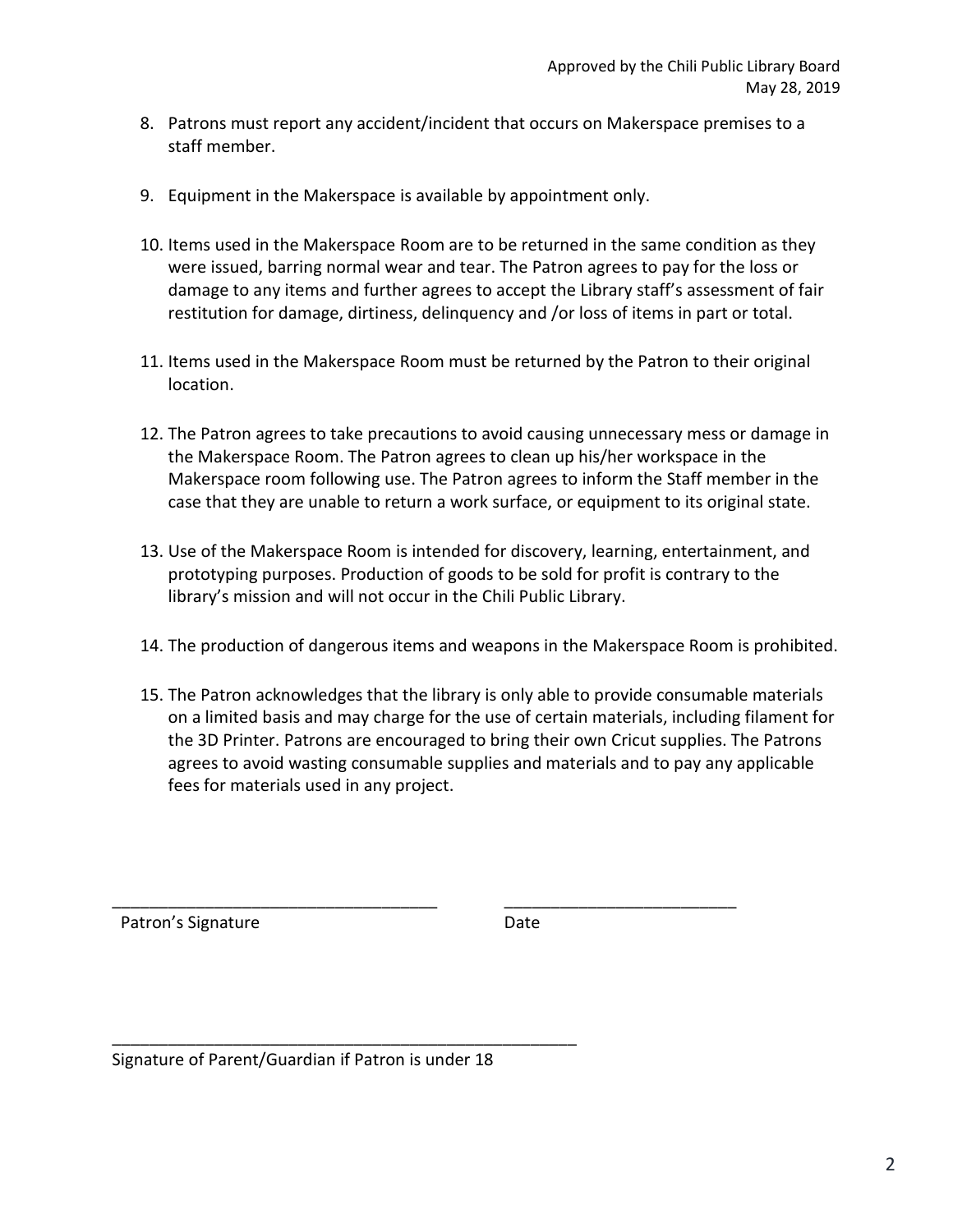Approved by the Chili Public Library Board
May 28, 2019

8. Patrons must report any accident/incident that occurs on Makerspace premises to a staff member.

9. Equipment in the Makerspace is available by appointment only.

10. Items used in the Makerspace Room are to be returned in the same condition as they were issued, barring normal wear and tear. The Patron agrees to pay for the loss or damage to any items and further agrees to accept the Library staff's assessment of fair restitution for damage, dirtiness, delinquency and /or loss of items in part or total.

11. Items used in the Makerspace Room must be returned by the Patron to their original location.

12. The Patron agrees to take precautions to avoid causing unnecessary mess or damage in the Makerspace Room. The Patron agrees to clean up his/her workspace in the Makerspace room following use. The Patron agrees to inform the Staff member in the case that they are unable to return a work surface, or equipment to its original state.

13. Use of the Makerspace Room is intended for discovery, learning, entertainment, and prototyping purposes. Production of goods to be sold for profit is contrary to the library's mission and will not occur in the Chili Public Library.

14. The production of dangerous items and weapons in the Makerspace Room is prohibited.

15. The Patron acknowledges that the library is only able to provide consumable materials on a limited basis and may charge for the use of certain materials, including filament for the 3D Printer. Patrons are encouraged to bring their own Cricut supplies. The Patrons agrees to avoid wasting consumable supplies and materials and to pay any applicable fees for materials used in any project.

\_\_\_\_\_\_\_\_\_\_\_\_\_\_\_\_\_\_\_\_\_\_\_\_\_\_\_\_\_\_\_\_\_\_\_ \_\_\_\_\_\_\_\_\_\_\_\_\_\_\_\_\_\_\_\_\_\_\_\_\_

Patron's Signature Date

\_\_\_\_\_\_\_\_\_\_\_\_\_\_\_\_\_\_\_\_\_\_\_\_\_\_\_\_\_\_\_\_\_\_\_\_\_\_\_\_\_\_\_\_\_\_\_\_\_

Signature of Parent/Guardian if Patron is under 18